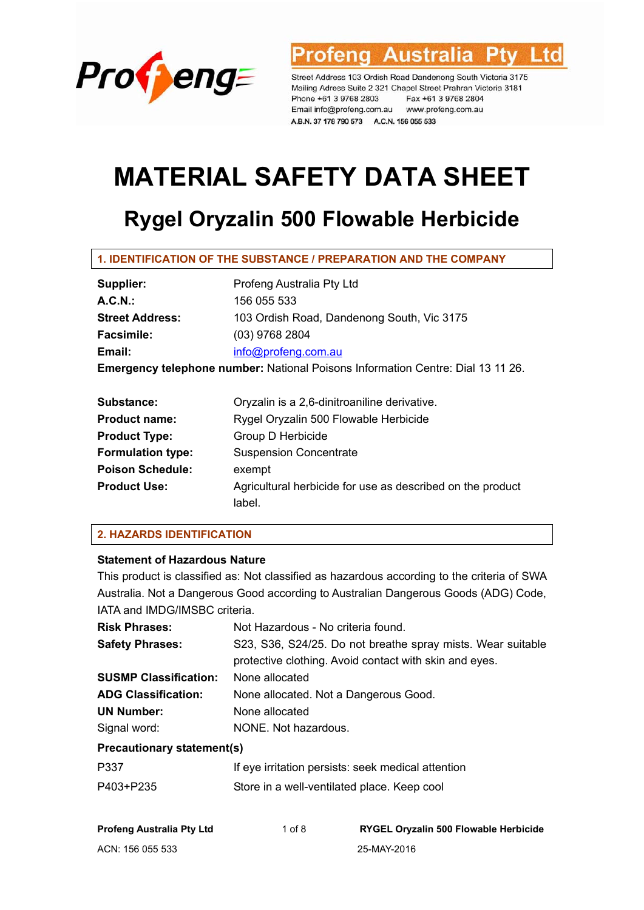Profeng Australia Pty Ltd

Street Address 103 Ordish Road Dandenong South Victoria 3175
Mailing Adress Suite 2 321 Chapel Street Prahran Victoria 3181
Phone +61 3 9768 2803 Fax +61 3 9768 2804
Email info@profeng.com.au www.profeng.com.au
A.B.N. 37 178 790 573 A.C.N. 156 055 533

# MATERIAL SAFETY DATA SHEET

## Rygel Oryzalin 500 Flowable Herbicide

### 1. IDENTIFICATION OF THE SUBSTANCE / PREPARATION AND THE COMPANY

| | |
|---|---|
| **Supplier:** | Profeng Australia Pty Ltd |
| **A.C.N.:** | 156 055 533 |
| **Street Address:** | 103 Ordish Road, Dandenong South, Vic 3175 |
| **Facsimile:** | (03) 9768 2804 |
| **Email:** | info@profeng.com.au |

**Emergency telephone number:** National Poisons Information Centre: Dial 13 11 26.

| | |
|---|---|
| **Substance:** | Oryzalin is a 2,6-dinitroaniline derivative. |
| **Product name:** | Rygel Oryzalin 500 Flowable Herbicide |
| **Product Type:** | Group D Herbicide |
| **Formulation type:** | Suspension Concentrate |
| **Poison Schedule:** | exempt |
| **Product Use:** | Agricultural herbicide for use as described on the product label. |

### 2. HAZARDS IDENTIFICATION

**Statement of Hazardous Nature**

This product is classified as: Not classified as hazardous according to the criteria of SWA Australia. Not a Dangerous Good according to Australian Dangerous Goods (ADG) Code, IATA and IMDG/IMSBC criteria.

| | |
|---|---|
| **Risk Phrases:** | Not Hazardous - No criteria found. |
| **Safety Phrases:** | S23, S36, S24/25. Do not breathe spray mists. Wear suitable protective clothing. Avoid contact with skin and eyes. |
| **SUSMP Classification:** | None allocated |
| **ADG Classification:** | None allocated. Not a Dangerous Good. |
| **UN Number:** | None allocated |
| Signal word: | NONE. Not hazardous. |

**Precautionary statement(s)**

| | |
|---|---|
| P337 | If eye irritation persists: seek medical attention |
| P403+P235 | Store in a well-ventilated place. Keep cool |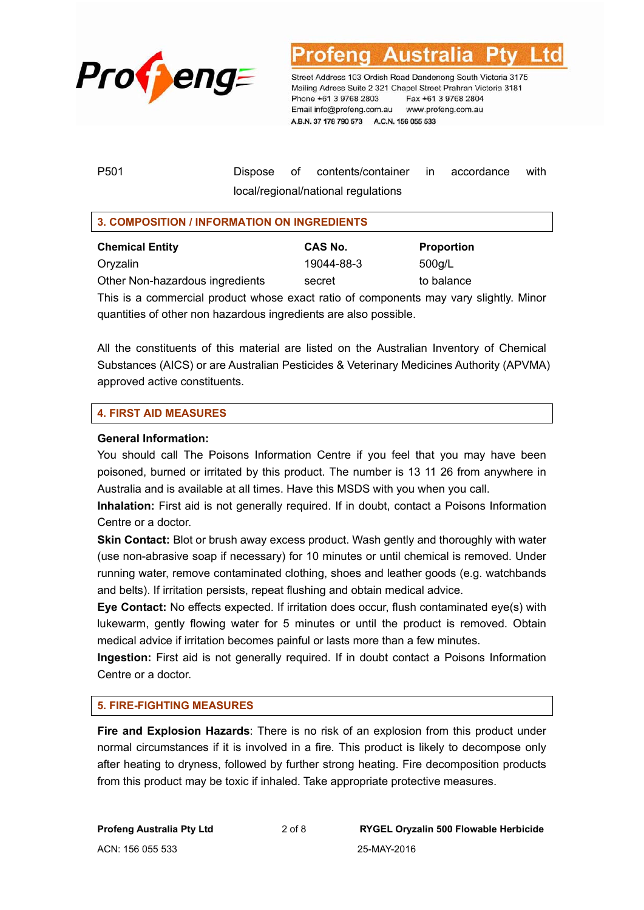| | |
|---|---|
| P501 | Dispose of contents/container in accordance with local/regional/national regulations |

## 3. COMPOSITION / INFORMATION ON INGREDIENTS

| Chemical Entity | CAS No. | Proportion |
|---|---|---|
| Oryzalin | 19044-88-3 | 500g/L |
| Other Non-hazardous ingredients | secret | to balance |

This is a commercial product whose exact ratio of components may vary slightly. Minor quantities of other non hazardous ingredients are also possible.

All the constituents of this material are listed on the Australian Inventory of Chemical Substances (AICS) or are Australian Pesticides & Veterinary Medicines Authority (APVMA) approved active constituents.

## 4. FIRST AID MEASURES

**General Information:**

You should call The Poisons Information Centre if you feel that you may have been poisoned, burned or irritated by this product. The number is 13 11 26 from anywhere in Australia and is available at all times. Have this MSDS with you when you call.

**Inhalation:** First aid is not generally required. If in doubt, contact a Poisons Information Centre or a doctor.

**Skin Contact:** Blot or brush away excess product. Wash gently and thoroughly with water (use non-abrasive soap if necessary) for 10 minutes or until chemical is removed. Under running water, remove contaminated clothing, shoes and leather goods (e.g. watchbands and belts). If irritation persists, repeat flushing and obtain medical advice.

**Eye Contact:** No effects expected. If irritation does occur, flush contaminated eye(s) with lukewarm, gently flowing water for 5 minutes or until the product is removed. Obtain medical advice if irritation becomes painful or lasts more than a few minutes.

**Ingestion:** First aid is not generally required. If in doubt contact a Poisons Information Centre or a doctor.

## 5. FIRE-FIGHTING MEASURES

**Fire and Explosion Hazards**: There is no risk of an explosion from this product under normal circumstances if it is involved in a fire. This product is likely to decompose only after heating to dryness, followed by further strong heating. Fire decomposition products from this product may be toxic if inhaled. Take appropriate protective measures.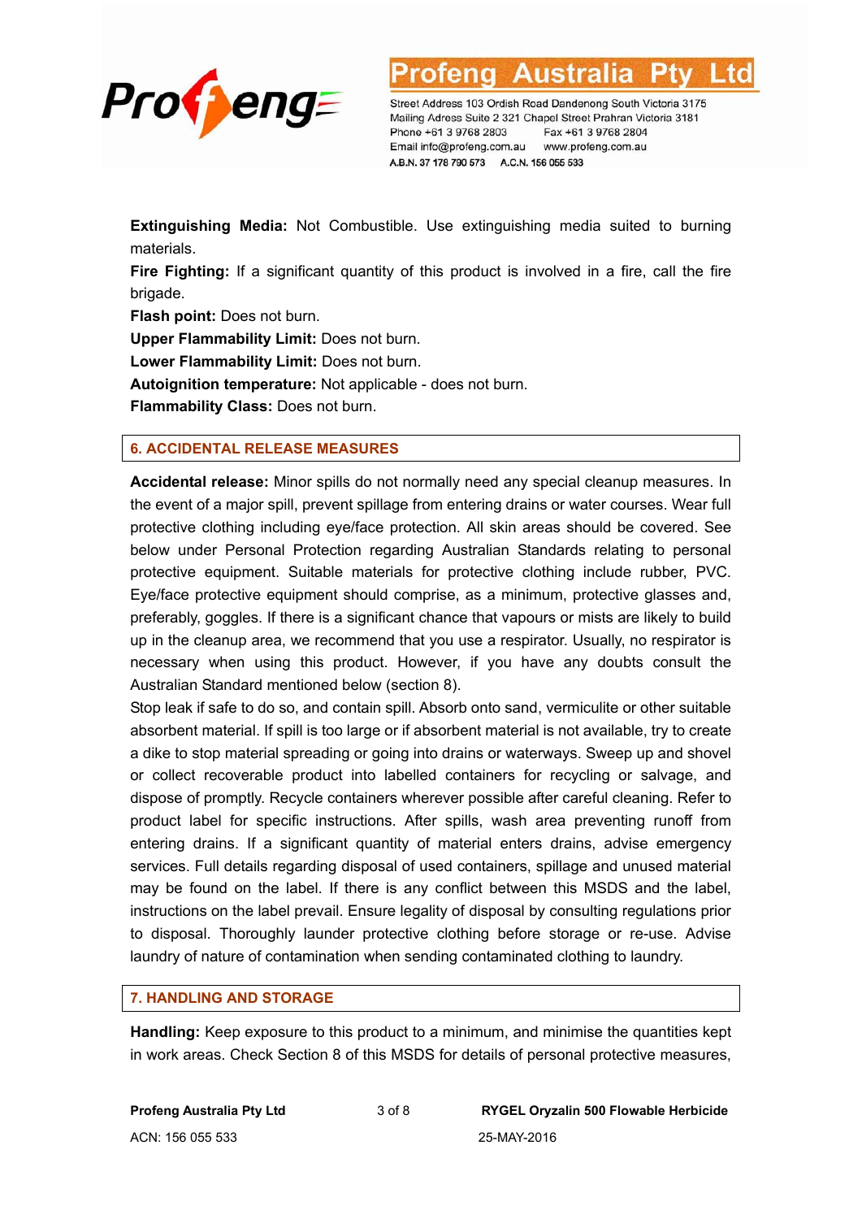**Extinguishing Media:** Not Combustible. Use extinguishing media suited to burning materials.

**Fire Fighting:** If a significant quantity of this product is involved in a fire, call the fire brigade.

**Flash point:** Does not burn.

**Upper Flammability Limit:** Does not burn.

**Lower Flammability Limit:** Does not burn.

**Autoignition temperature:** Not applicable - does not burn.

**Flammability Class:** Does not burn.

## 6. ACCIDENTAL RELEASE MEASURES

**Accidental release:** Minor spills do not normally need any special cleanup measures. In the event of a major spill, prevent spillage from entering drains or water courses. Wear full protective clothing including eye/face protection. All skin areas should be covered. See below under Personal Protection regarding Australian Standards relating to personal protective equipment. Suitable materials for protective clothing include rubber, PVC. Eye/face protective equipment should comprise, as a minimum, protective glasses and, preferably, goggles. If there is a significant chance that vapours or mists are likely to build up in the cleanup area, we recommend that you use a respirator. Usually, no respirator is necessary when using this product. However, if you have any doubts consult the Australian Standard mentioned below (section 8).

Stop leak if safe to do so, and contain spill. Absorb onto sand, vermiculite or other suitable absorbent material. If spill is too large or if absorbent material is not available, try to create a dike to stop material spreading or going into drains or waterways. Sweep up and shovel or collect recoverable product into labelled containers for recycling or salvage, and dispose of promptly. Recycle containers wherever possible after careful cleaning. Refer to product label for specific instructions. After spills, wash area preventing runoff from entering drains. If a significant quantity of material enters drains, advise emergency services. Full details regarding disposal of used containers, spillage and unused material may be found on the label. If there is any conflict between this MSDS and the label, instructions on the label prevail. Ensure legality of disposal by consulting regulations prior to disposal. Thoroughly launder protective clothing before storage or re-use. Advise laundry of nature of contamination when sending contaminated clothing to laundry.

## 7. HANDLING AND STORAGE

**Handling:** Keep exposure to this product to a minimum, and minimise the quantities kept in work areas. Check Section 8 of this MSDS for details of personal protective measures,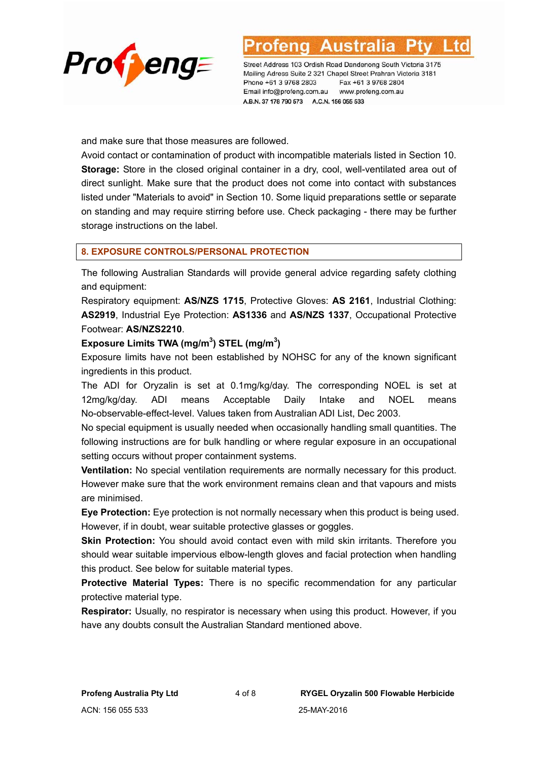and make sure that those measures are followed.

Avoid contact or contamination of product with incompatible materials listed in Section 10.

**Storage:** Store in the closed original container in a dry, cool, well-ventilated area out of direct sunlight. Make sure that the product does not come into contact with substances listed under "Materials to avoid" in Section 10. Some liquid preparations settle or separate on standing and may require stirring before use. Check packaging - there may be further storage instructions on the label.

## 8. EXPOSURE CONTROLS/PERSONAL PROTECTION

The following Australian Standards will provide general advice regarding safety clothing and equipment:

Respiratory equipment: **AS/NZS 1715**, Protective Gloves: **AS 2161**, Industrial Clothing: **AS2919**, Industrial Eye Protection: **AS1336** and **AS/NZS 1337**, Occupational Protective Footwear: **AS/NZS2210**.

**Exposure Limits TWA (mg/m$^3$) STEL (mg/m$^3$)**

Exposure limits have not been established by NOHSC for any of the known significant ingredients in this product.

The ADI for Oryzalin is set at 0.1mg/kg/day. The corresponding NOEL is set at 12mg/kg/day. ADI means Acceptable Daily Intake and NOEL means No-observable-effect-level. Values taken from Australian ADI List, Dec 2003.

No special equipment is usually needed when occasionally handling small quantities. The following instructions are for bulk handling or where regular exposure in an occupational setting occurs without proper containment systems.

**Ventilation:** No special ventilation requirements are normally necessary for this product. However make sure that the work environment remains clean and that vapours and mists are minimised.

**Eye Protection:** Eye protection is not normally necessary when this product is being used. However, if in doubt, wear suitable protective glasses or goggles.

**Skin Protection:** You should avoid contact even with mild skin irritants. Therefore you should wear suitable impervious elbow-length gloves and facial protection when handling this product. See below for suitable material types.

**Protective Material Types:** There is no specific recommendation for any particular protective material type.

**Respirator:** Usually, no respirator is necessary when using this product. However, if you have any doubts consult the Australian Standard mentioned above.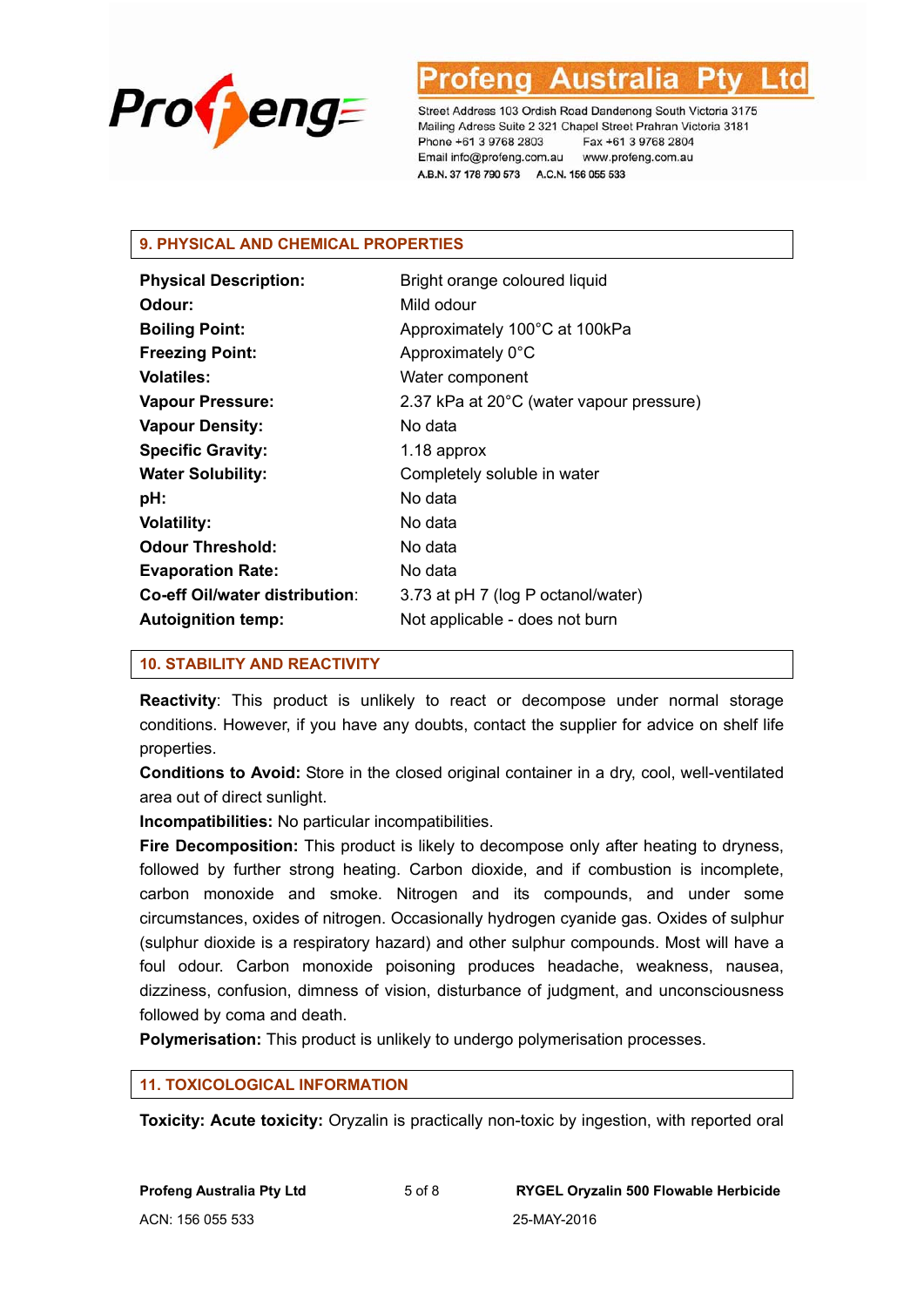## 9. PHYSICAL AND CHEMICAL PROPERTIES

| | |
|---|---|
| **Physical Description:** | Bright orange coloured liquid |
| **Odour:** | Mild odour |
| **Boiling Point:** | Approximately 100°C at 100kPa |
| **Freezing Point:** | Approximately 0°C |
| **Volatiles:** | Water component |
| **Vapour Pressure:** | 2.37 kPa at 20°C (water vapour pressure) |
| **Vapour Density:** | No data |
| **Specific Gravity:** | 1.18 approx |
| **Water Solubility:** | Completely soluble in water |
| **pH:** | No data |
| **Volatility:** | No data |
| **Odour Threshold:** | No data |
| **Evaporation Rate:** | No data |
| **Co-eff Oil/water distribution:** | 3.73 at pH 7 (log P octanol/water) |
| **Autoignition temp:** | Not applicable - does not burn |

## 10. STABILITY AND REACTIVITY

**Reactivity**: This product is unlikely to react or decompose under normal storage conditions. However, if you have any doubts, contact the supplier for advice on shelf life properties.

**Conditions to Avoid:** Store in the closed original container in a dry, cool, well-ventilated area out of direct sunlight.

**Incompatibilities:** No particular incompatibilities.

**Fire Decomposition:** This product is likely to decompose only after heating to dryness, followed by further strong heating. Carbon dioxide, and if combustion is incomplete, carbon monoxide and smoke. Nitrogen and its compounds, and under some circumstances, oxides of nitrogen. Occasionally hydrogen cyanide gas. Oxides of sulphur (sulphur dioxide is a respiratory hazard) and other sulphur compounds. Most will have a foul odour. Carbon monoxide poisoning produces headache, weakness, nausea, dizziness, confusion, dimness of vision, disturbance of judgment, and unconsciousness followed by coma and death.

**Polymerisation:** This product is unlikely to undergo polymerisation processes.

## 11. TOXICOLOGICAL INFORMATION

**Toxicity: Acute toxicity:** Oryzalin is practically non-toxic by ingestion, with reported oral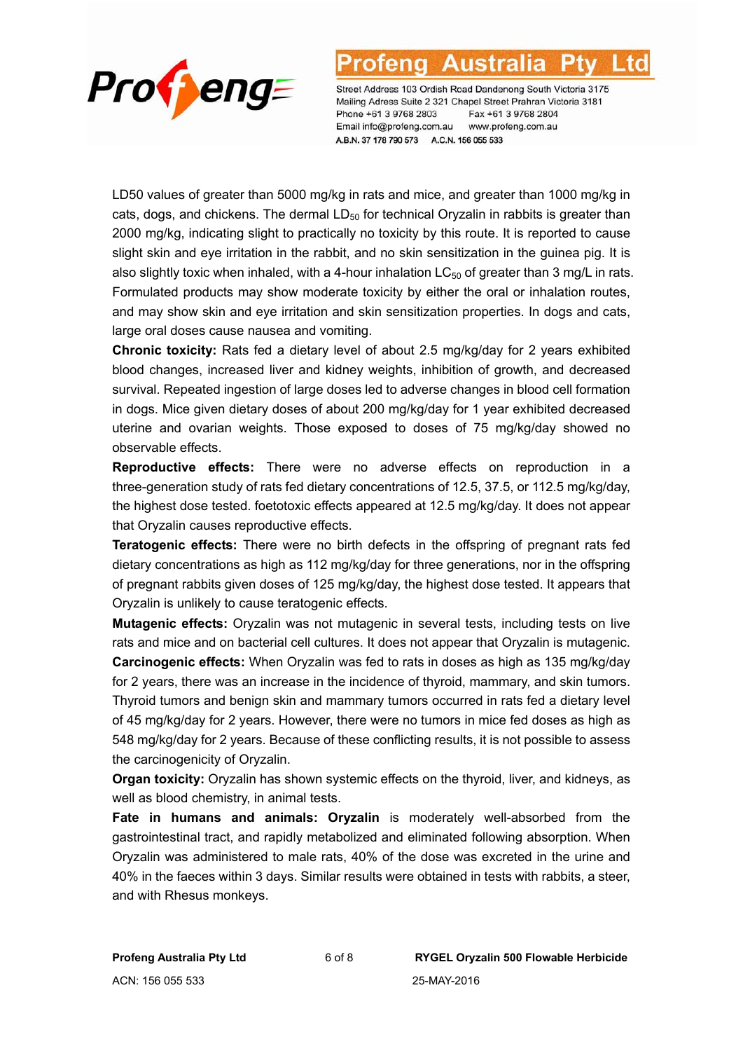LD50 values of greater than 5000 mg/kg in rats and mice, and greater than 1000 mg/kg in cats, dogs, and chickens. The dermal $LD_{50}$ for technical Oryzalin in rabbits is greater than 2000 mg/kg, indicating slight to practically no toxicity by this route. It is reported to cause slight skin and eye irritation in the rabbit, and no skin sensitization in the guinea pig. It is also slightly toxic when inhaled, with a 4-hour inhalation $LC_{50}$ of greater than 3 mg/L in rats. Formulated products may show moderate toxicity by either the oral or inhalation routes, and may show skin and eye irritation and skin sensitization properties. In dogs and cats, large oral doses cause nausea and vomiting.

**Chronic toxicity:** Rats fed a dietary level of about 2.5 mg/kg/day for 2 years exhibited blood changes, increased liver and kidney weights, inhibition of growth, and decreased survival. Repeated ingestion of large doses led to adverse changes in blood cell formation in dogs. Mice given dietary doses of about 200 mg/kg/day for 1 year exhibited decreased uterine and ovarian weights. Those exposed to doses of 75 mg/kg/day showed no observable effects.

**Reproductive effects:** There were no adverse effects on reproduction in a three-generation study of rats fed dietary concentrations of 12.5, 37.5, or 112.5 mg/kg/day, the highest dose tested. foetotoxic effects appeared at 12.5 mg/kg/day. It does not appear that Oryzalin causes reproductive effects.

**Teratogenic effects:** There were no birth defects in the offspring of pregnant rats fed dietary concentrations as high as 112 mg/kg/day for three generations, nor in the offspring of pregnant rabbits given doses of 125 mg/kg/day, the highest dose tested. It appears that Oryzalin is unlikely to cause teratogenic effects.

**Mutagenic effects:** Oryzalin was not mutagenic in several tests, including tests on live rats and mice and on bacterial cell cultures. It does not appear that Oryzalin is mutagenic.

**Carcinogenic effects:** When Oryzalin was fed to rats in doses as high as 135 mg/kg/day for 2 years, there was an increase in the incidence of thyroid, mammary, and skin tumors. Thyroid tumors and benign skin and mammary tumors occurred in rats fed a dietary level of 45 mg/kg/day for 2 years. However, there were no tumors in mice fed doses as high as 548 mg/kg/day for 2 years. Because of these conflicting results, it is not possible to assess the carcinogenicity of Oryzalin.

**Organ toxicity:** Oryzalin has shown systemic effects on the thyroid, liver, and kidneys, as well as blood chemistry, in animal tests.

**Fate in humans and animals: Oryzalin** is moderately well-absorbed from the gastrointestinal tract, and rapidly metabolized and eliminated following absorption. When Oryzalin was administered to male rats, 40% of the dose was excreted in the urine and 40% in the faeces within 3 days. Similar results were obtained in tests with rabbits, a steer, and with Rhesus monkeys.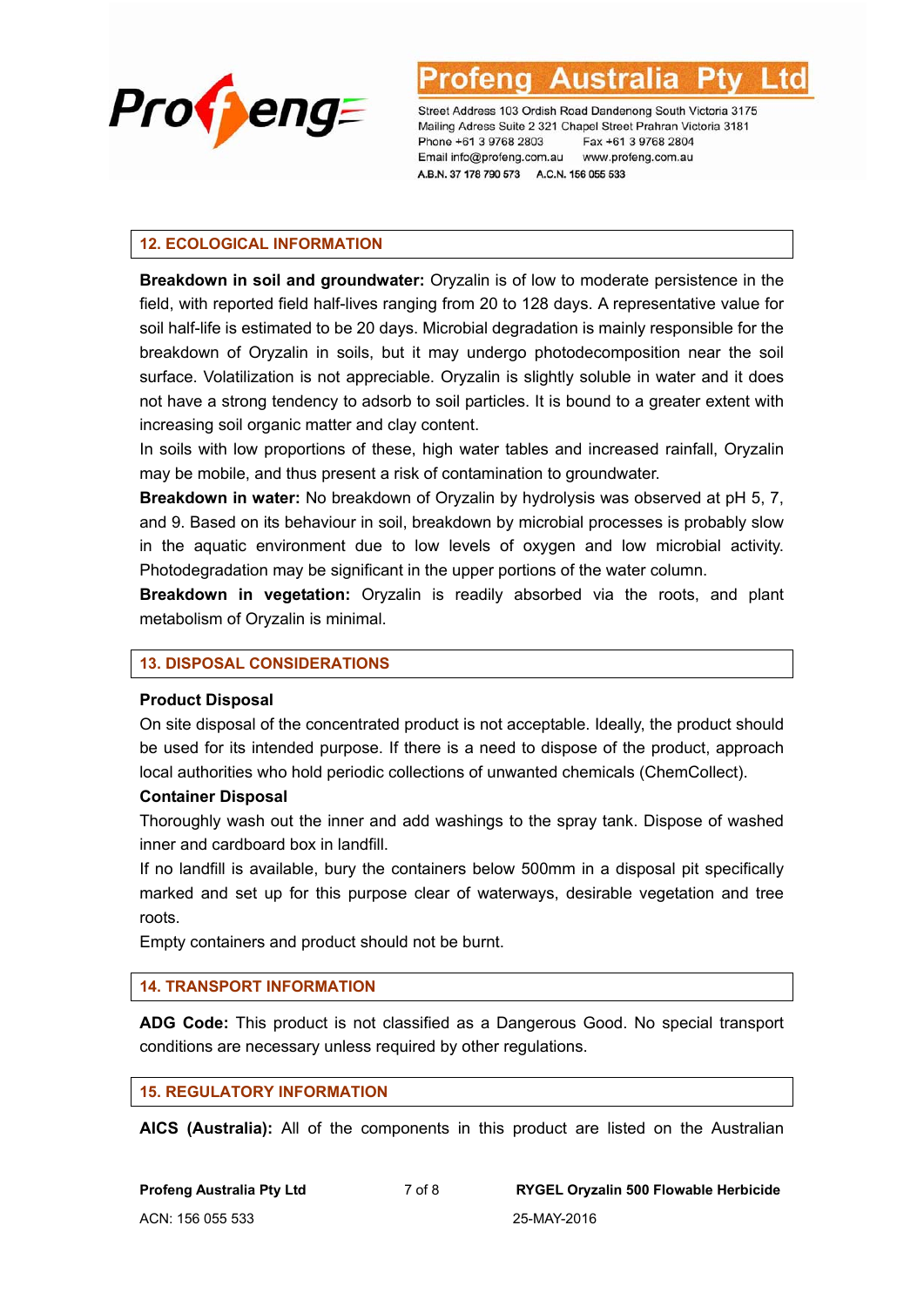## 12. ECOLOGICAL INFORMATION

**Breakdown in soil and groundwater:** Oryzalin is of low to moderate persistence in the field, with reported field half-lives ranging from 20 to 128 days. A representative value for soil half-life is estimated to be 20 days. Microbial degradation is mainly responsible for the breakdown of Oryzalin in soils, but it may undergo photodecomposition near the soil surface. Volatilization is not appreciable. Oryzalin is slightly soluble in water and it does not have a strong tendency to adsorb to soil particles. It is bound to a greater extent with increasing soil organic matter and clay content.

In soils with low proportions of these, high water tables and increased rainfall, Oryzalin may be mobile, and thus present a risk of contamination to groundwater.

**Breakdown in water:** No breakdown of Oryzalin by hydrolysis was observed at pH 5, 7, and 9. Based on its behaviour in soil, breakdown by microbial processes is probably slow in the aquatic environment due to low levels of oxygen and low microbial activity. Photodegradation may be significant in the upper portions of the water column.

**Breakdown in vegetation:** Oryzalin is readily absorbed via the roots, and plant metabolism of Oryzalin is minimal.

## 13. DISPOSAL CONSIDERATIONS

**Product Disposal**

On site disposal of the concentrated product is not acceptable. Ideally, the product should be used for its intended purpose. If there is a need to dispose of the product, approach local authorities who hold periodic collections of unwanted chemicals (ChemCollect).

**Container Disposal**

Thoroughly wash out the inner and add washings to the spray tank. Dispose of washed inner and cardboard box in landfill.

If no landfill is available, bury the containers below 500mm in a disposal pit specifically marked and set up for this purpose clear of waterways, desirable vegetation and tree roots.

Empty containers and product should not be burnt.

## 14. TRANSPORT INFORMATION

**ADG Code:** This product is not classified as a Dangerous Good. No special transport conditions are necessary unless required by other regulations.

## 15. REGULATORY INFORMATION

**AICS (Australia):** All of the components in this product are listed on the Australian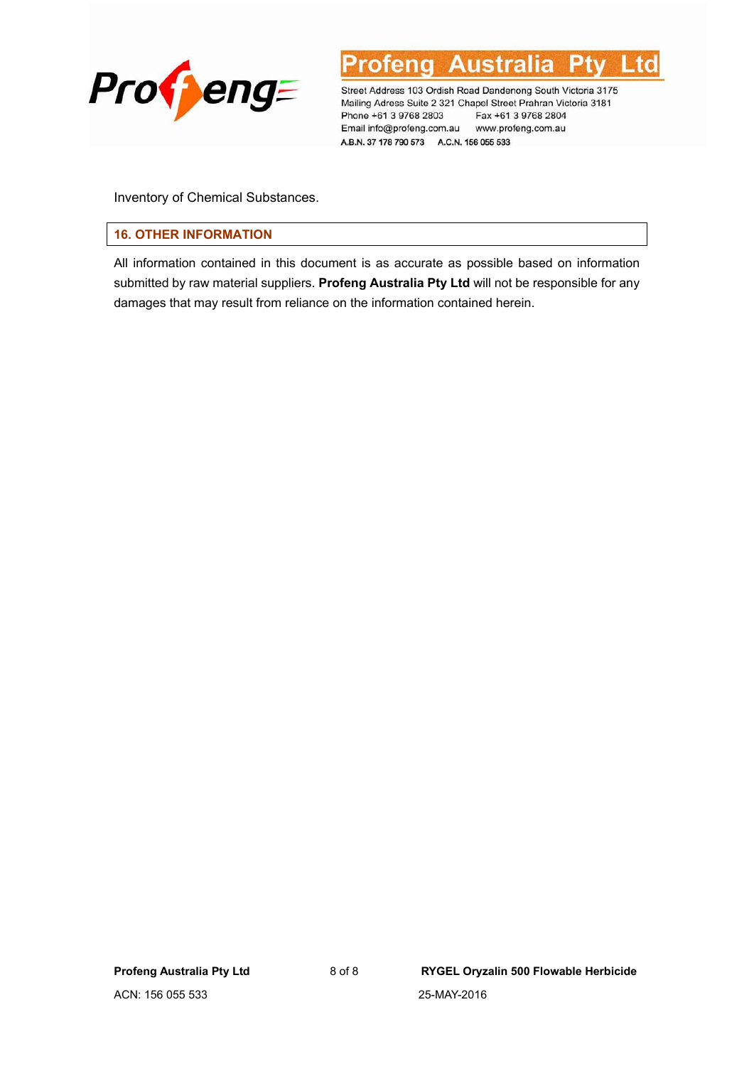Inventory of Chemical Substances.

## 16. OTHER INFORMATION

All information contained in this document is as accurate as possible based on information submitted by raw material suppliers. **Profeng Australia Pty Ltd** will not be responsible for any damages that may result from reliance on the information contained herein.